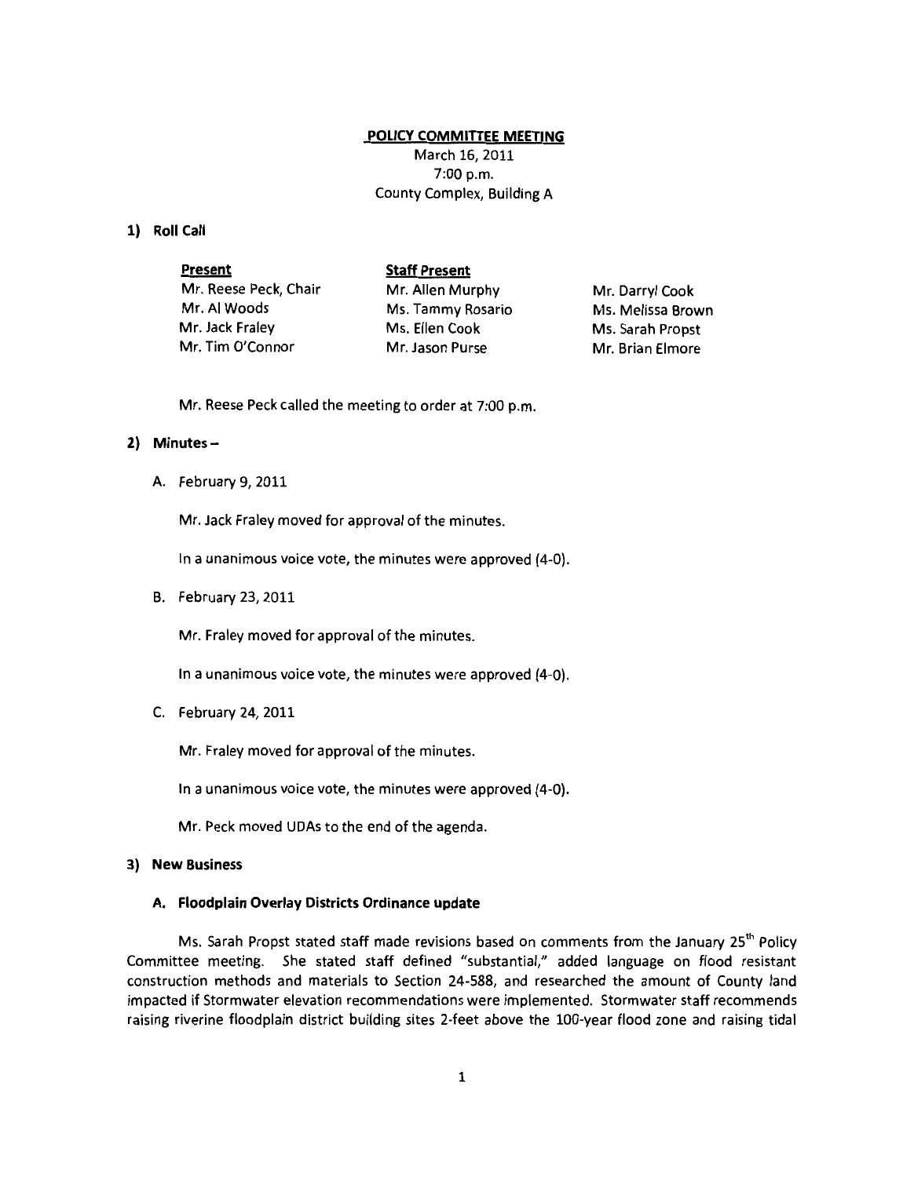# POLICY COMMITTEE MEETING

March 16, 2011
7:00 p.m.
County Complex, Building A

## 1) Roll Call

| Present | Staff Present | |
|---|---|---|
| Mr. Reese Peck, Chair | Mr. Allen Murphy | Mr. Darryl Cook |
| Mr. Al Woods | Ms. Tammy Rosario | Ms. Melissa Brown |
| Mr. Jack Fraley | Ms. Ellen Cook | Ms. Sarah Propst |
| Mr. Tim O'Connor | Mr. Jason Purse | Mr. Brian Elmore |

Mr. Reese Peck called the meeting to order at 7:00 p.m.

## 2) Minutes –

A. February 9, 2011

Mr. Jack Fraley moved for approval of the minutes.

In a unanimous voice vote, the minutes were approved (4-0).

B. February 23, 2011

Mr. Fraley moved for approval of the minutes.

In a unanimous voice vote, the minutes were approved (4-0).

C. February 24, 2011

Mr. Fraley moved for approval of the minutes.

In a unanimous voice vote, the minutes were approved (4-0).

Mr. Peck moved UDAs to the end of the agenda.

## 3) New Business

### A. Floodplain Overlay Districts Ordinance update

Ms. Sarah Propst stated staff made revisions based on comments from the January 25th Policy Committee meeting. She stated staff defined "substantial," added language on flood resistant construction methods and materials to Section 24-588, and researched the amount of County land impacted if Stormwater elevation recommendations were implemented. Stormwater staff recommends raising riverine floodplain district building sites 2-feet above the 100-year flood zone and raising tidal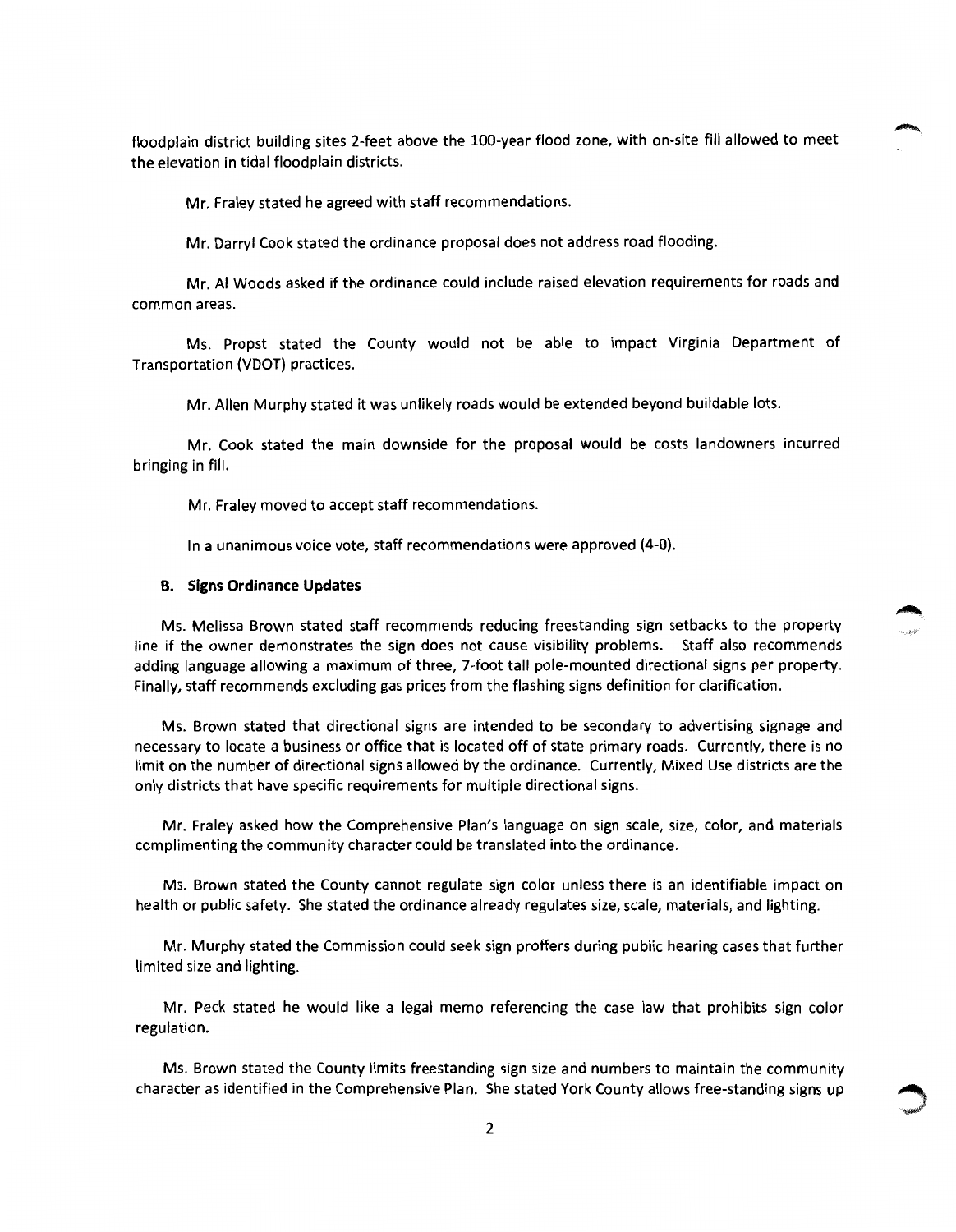floodplain district building sites 2-feet above the 100-year flood zone, with on-site fill allowed to meet the elevation in tidal floodplain districts.

Mr. Fraley stated he agreed with staff recommendations.

Mr. Darryl Cook stated the ordinance proposal does not address road flooding.

Mr. Al Woods asked if the ordinance could include raised elevation requirements for roads and common areas.

Ms. Propst stated the County would not be able to impact Virginia Department of Transportation (VDOT) practices.

Mr. Allen Murphy stated it was unlikely roads would be extended beyond buildable lots.

Mr. Cook stated the main downside for the proposal would be costs landowners incurred bringing in fill.

Mr. Fraley moved to accept staff recommendations.

In a unanimous voice vote, staff recommendations were approved (4-0).

**B. Signs Ordinance Updates**

Ms. Melissa Brown stated staff recommends reducing freestanding sign setbacks to the property line if the owner demonstrates the sign does not cause visibility problems. Staff also recommends adding language allowing a maximum of three, 7-foot tall pole-mounted directional signs per property. Finally, staff recommends excluding gas prices from the flashing signs definition for clarification.

Ms. Brown stated that directional signs are intended to be secondary to advertising signage and necessary to locate a business or office that is located off of state primary roads. Currently, there is no limit on the number of directional signs allowed by the ordinance. Currently, Mixed Use districts are the only districts that have specific requirements for multiple directional signs.

Mr. Fraley asked how the Comprehensive Plan's language on sign scale, size, color, and materials complimenting the community character could be translated into the ordinance.

Ms. Brown stated the County cannot regulate sign color unless there is an identifiable impact on health or public safety. She stated the ordinance already regulates size, scale, materials, and lighting.

Mr. Murphy stated the Commission could seek sign proffers during public hearing cases that further limited size and lighting.

Mr. Peck stated he would like a legal memo referencing the case law that prohibits sign color regulation.

Ms. Brown stated the County limits freestanding sign size and numbers to maintain the community character as identified in the Comprehensive Plan. She stated York County allows free-standing signs up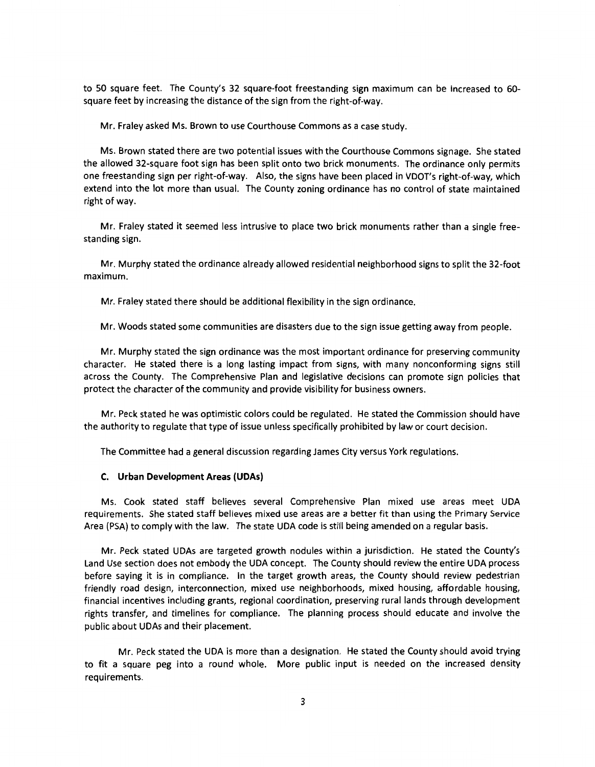to 50 square feet. The County's 32 square-foot freestanding sign maximum can be increased to 60-square feet by increasing the distance of the sign from the right-of-way.

Mr. Fraley asked Ms. Brown to use Courthouse Commons as a case study.

Ms. Brown stated there are two potential issues with the Courthouse Commons signage. She stated the allowed 32-square foot sign has been split onto two brick monuments. The ordinance only permits one freestanding sign per right-of-way. Also, the signs have been placed in VDOT's right-of-way, which extend into the lot more than usual. The County zoning ordinance has no control of state maintained right of way.

Mr. Fraley stated it seemed less intrusive to place two brick monuments rather than a single free-standing sign.

Mr. Murphy stated the ordinance already allowed residential neighborhood signs to split the 32-foot maximum.

Mr. Fraley stated there should be additional flexibility in the sign ordinance.

Mr. Woods stated some communities are disasters due to the sign issue getting away from people.

Mr. Murphy stated the sign ordinance was the most important ordinance for preserving community character. He stated there is a long lasting impact from signs, with many nonconforming signs still across the County. The Comprehensive Plan and legislative decisions can promote sign policies that protect the character of the community and provide visibility for business owners.

Mr. Peck stated he was optimistic colors could be regulated. He stated the Commission should have the authority to regulate that type of issue unless specifically prohibited by law or court decision.

The Committee had a general discussion regarding James City versus York regulations.

### C. Urban Development Areas (UDAs)

Ms. Cook stated staff believes several Comprehensive Plan mixed use areas meet UDA requirements. She stated staff believes mixed use areas are a better fit than using the Primary Service Area (PSA) to comply with the law. The state UDA code is still being amended on a regular basis.

Mr. Peck stated UDAs are targeted growth nodules within a jurisdiction. He stated the County's Land Use section does not embody the UDA concept. The County should review the entire UDA process before saying it is in compliance. In the target growth areas, the County should review pedestrian friendly road design, interconnection, mixed use neighborhoods, mixed housing, affordable housing, financial incentives including grants, regional coordination, preserving rural lands through development rights transfer, and timelines for compliance. The planning process should educate and involve the public about UDAs and their placement.

Mr. Peck stated the UDA is more than a designation. He stated the County should avoid trying to fit a square peg into a round whole. More public input is needed on the increased density requirements.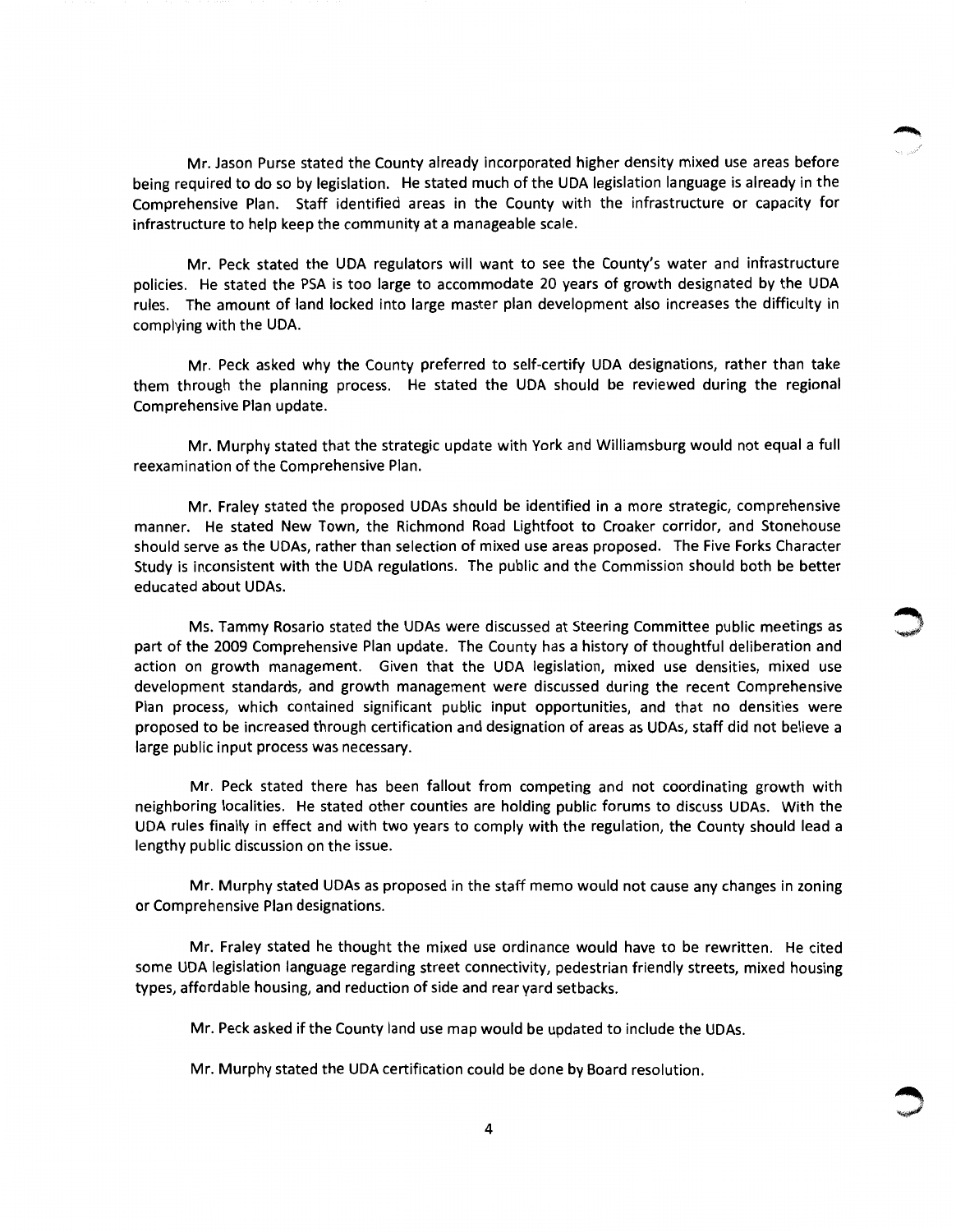Mr. Jason Purse stated the County already incorporated higher density mixed use areas before being required to do so by legislation. He stated much of the UDA legislation language is already in the Comprehensive Plan. Staff identified areas in the County with the infrastructure or capacity for infrastructure to help keep the community at a manageable scale.

Mr. Peck stated the UDA regulators will want to see the County's water and infrastructure policies. He stated the PSA is too large to accommodate 20 years of growth designated by the UDA rules. The amount of land locked into large master plan development also increases the difficulty in complying with the UDA.

Mr. Peck asked why the County preferred to self-certify UDA designations, rather than take them through the planning process. He stated the UDA should be reviewed during the regional Comprehensive Plan update.

Mr. Murphy stated that the strategic update with York and Williamsburg would not equal a full reexamination of the Comprehensive Plan.

Mr. Fraley stated the proposed UDAs should be identified in a more strategic, comprehensive manner. He stated New Town, the Richmond Road Lightfoot to Croaker corridor, and Stonehouse should serve as the UDAs, rather than selection of mixed use areas proposed. The Five Forks Character Study is inconsistent with the UDA regulations. The public and the Commission should both be better educated about UDAs.

Ms. Tammy Rosario stated the UDAs were discussed at Steering Committee public meetings as part of the 2009 Comprehensive Plan update. The County has a history of thoughtful deliberation and action on growth management. Given that the UDA legislation, mixed use densities, mixed use development standards, and growth management were discussed during the recent Comprehensive Plan process, which contained significant public input opportunities, and that no densities were proposed to be increased through certification and designation of areas as UDAs, staff did not believe a large public input process was necessary.

Mr. Peck stated there has been fallout from competing and not coordinating growth with neighboring localities. He stated other counties are holding public forums to discuss UDAs. With the UDA rules finally in effect and with two years to comply with the regulation, the County should lead a lengthy public discussion on the issue.

Mr. Murphy stated UDAs as proposed in the staff memo would not cause any changes in zoning or Comprehensive Plan designations.

Mr. Fraley stated he thought the mixed use ordinance would have to be rewritten. He cited some UDA legislation language regarding street connectivity, pedestrian friendly streets, mixed housing types, affordable housing, and reduction of side and rear yard setbacks.

Mr. Peck asked if the County land use map would be updated to include the UDAs.

Mr. Murphy stated the UDA certification could be done by Board resolution.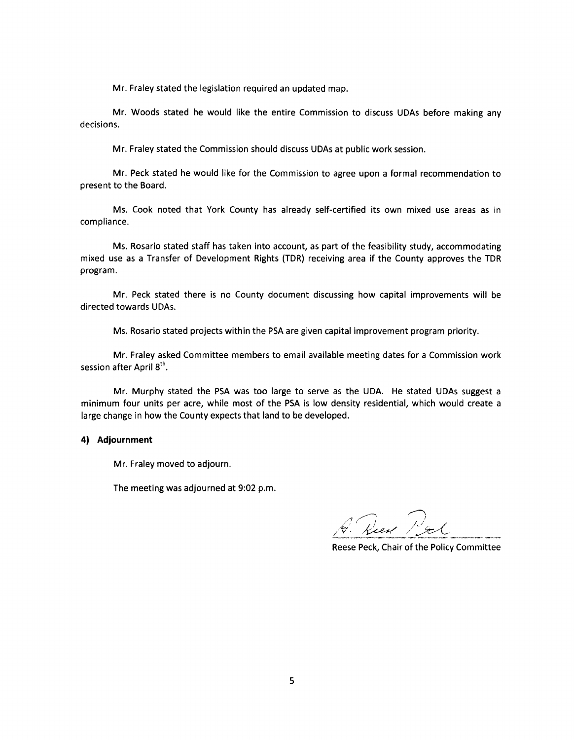Mr. Fraley stated the legislation required an updated map.

Mr. Woods stated he would like the entire Commission to discuss UDAs before making any decisions.

Mr. Fraley stated the Commission should discuss UDAs at public work session.

Mr. Peck stated he would like for the Commission to agree upon a formal recommendation to present to the Board.

Ms. Cook noted that York County has already self-certified its own mixed use areas as in compliance.

Ms. Rosario stated staff has taken into account, as part of the feasibility study, accommodating mixed use as a Transfer of Development Rights (TDR) receiving area if the County approves the TDR program.

Mr. Peck stated there is no County document discussing how capital improvements will be directed towards UDAs.

Ms. Rosario stated projects within the PSA are given capital improvement program priority.

Mr. Fraley asked Committee members to email available meeting dates for a Commission work session after April 8th.

Mr. Murphy stated the PSA was too large to serve as the UDA. He stated UDAs suggest a minimum four units per acre, while most of the PSA is low density residential, which would create a large change in how the County expects that land to be developed.

**4) Adjournment**

Mr. Fraley moved to adjourn.

The meeting was adjourned at 9:02 p.m.

Reese Peck, Chair of the Policy Committee